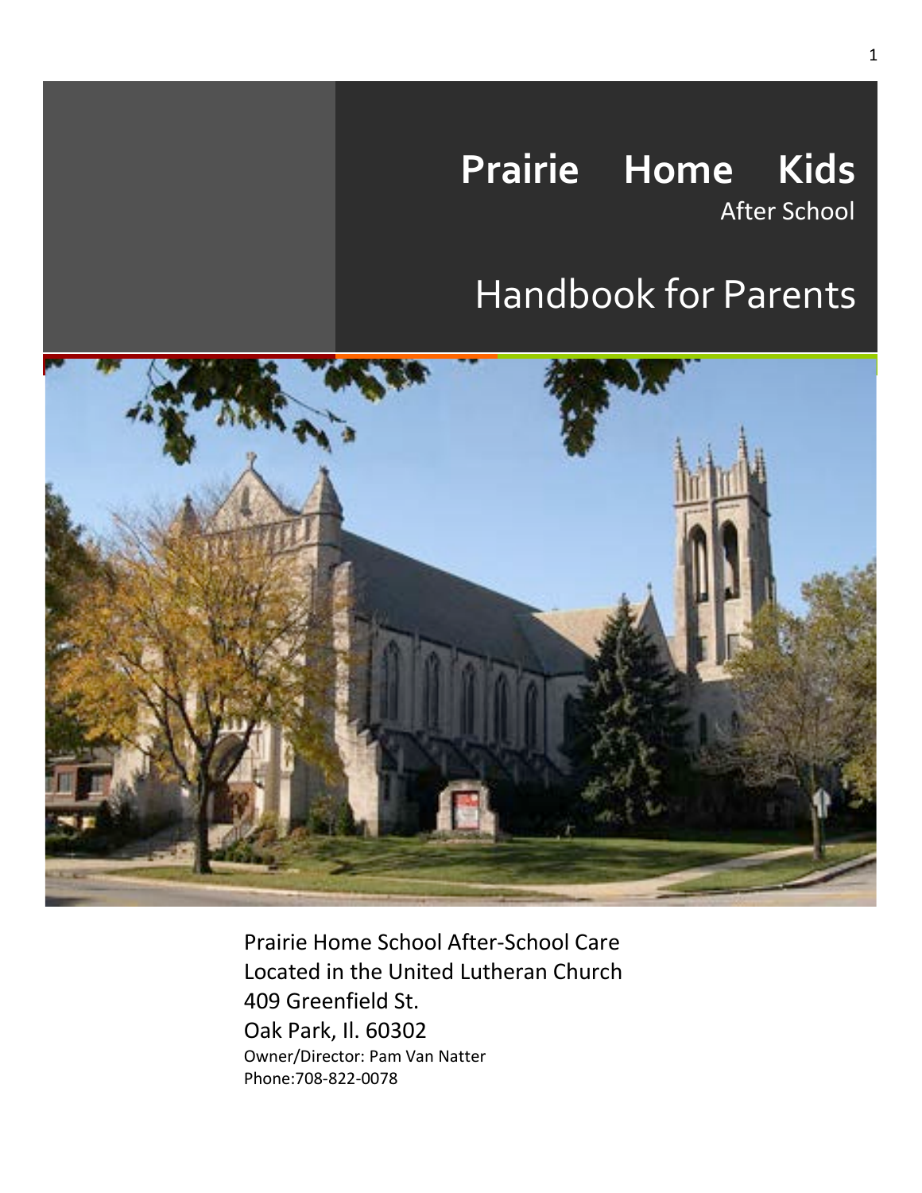# Prairie Home Kids

After School

# Handbook for Parents

Prairie Home School After-School Care
Located in the United Lutheran Church
409 Greenfield St.
Oak Park, Il. 60302
Owner/Director: Pam Van Natter
Phone:708-822-0078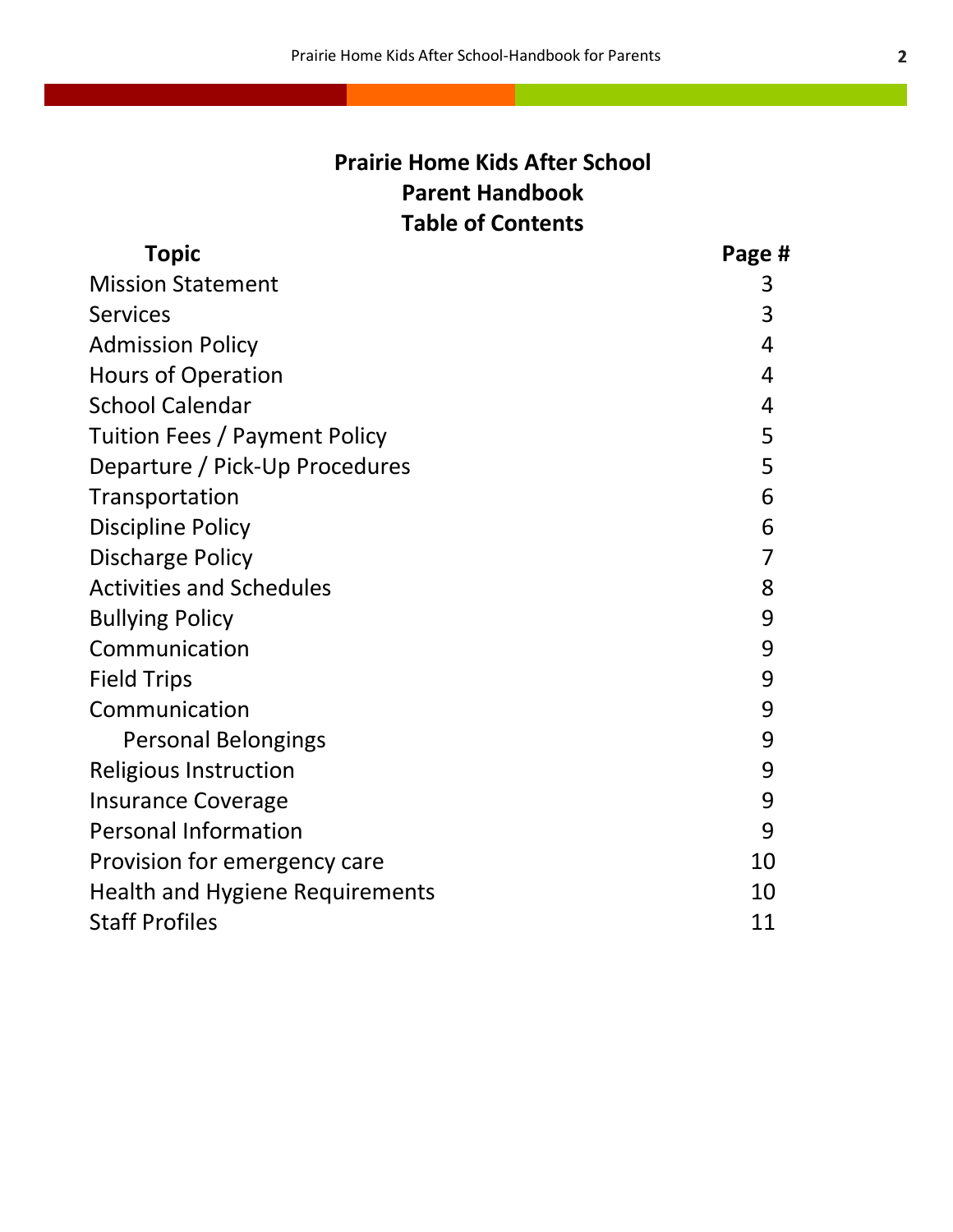# Prairie Home Kids After School
## Parent Handbook
## Table of Contents

| Topic | Page # |
|---|---|
| Mission Statement | 3 |
| Services | 3 |
| Admission Policy | 4 |
| Hours of Operation | 4 |
| School Calendar | 4 |
| Tuition Fees / Payment Policy | 5 |
| Departure / Pick-Up Procedures | 5 |
| Transportation | 6 |
| Discipline Policy | 6 |
| Discharge Policy | 7 |
| Activities and Schedules | 8 |
| Bullying Policy | 9 |
| Communication | 9 |
| Field Trips | 9 |
| Communication | 9 |
| Personal Belongings | 9 |
| Religious Instruction | 9 |
| Insurance Coverage | 9 |
| Personal Information | 9 |
| Provision for emergency care | 10 |
| Health and Hygiene Requirements | 10 |
| Staff Profiles | 11 |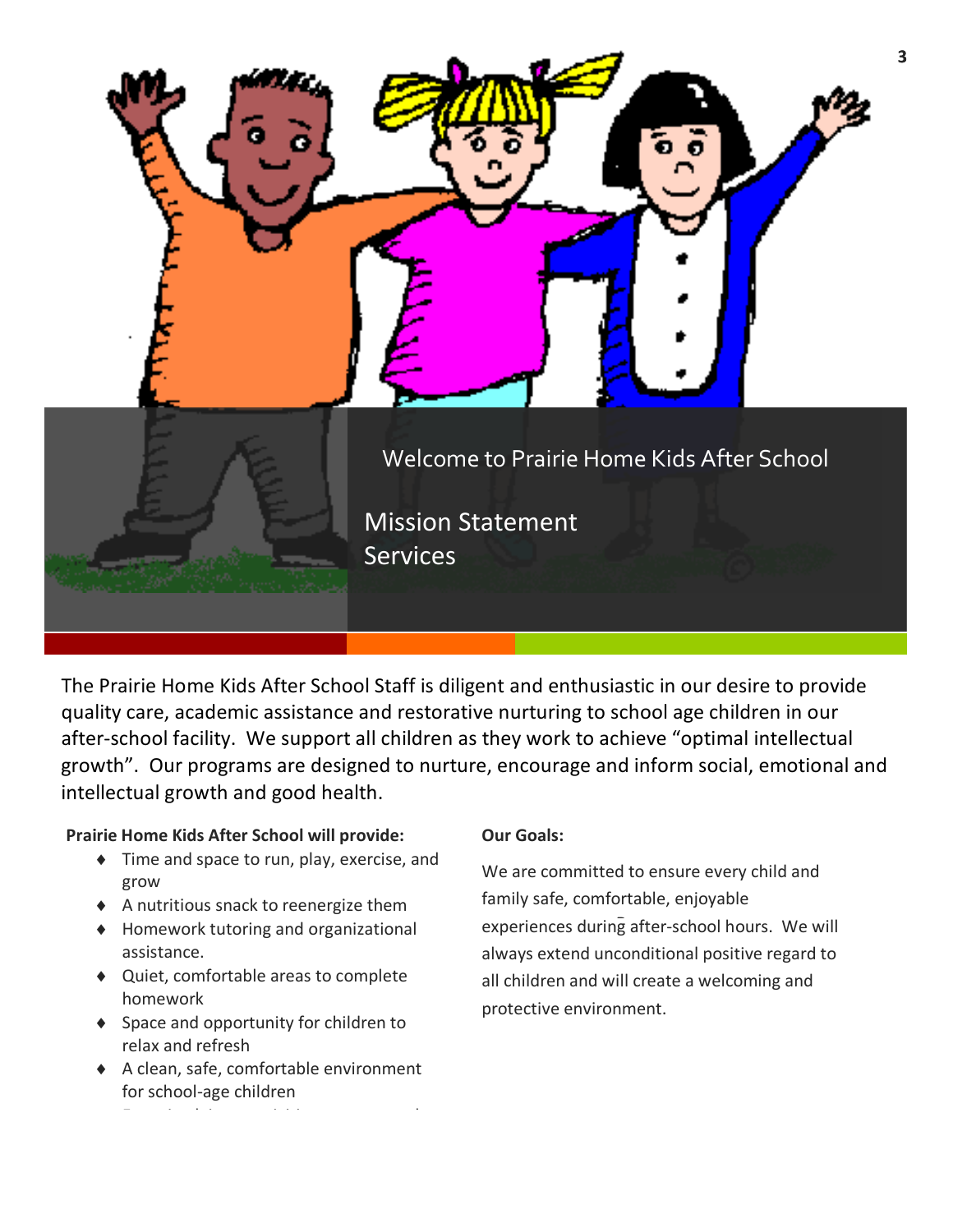Welcome to Prairie Home Kids After School

Mission Statement
Services

The Prairie Home Kids After School Staff is diligent and enthusiastic in our desire to provide quality care, academic assistance and restorative nurturing to school age children in our after-school facility. We support all children as they work to achieve "optimal intellectual growth". Our programs are designed to nurture, encourage and inform social, emotional and intellectual growth and good health.

**Prairie Home Kids After School will provide:**

- Time and space to run, play, exercise, and grow
- A nutritious snack to reenergize them
- Homework tutoring and organizational assistance.
- Quiet, comfortable areas to complete homework
- Space and opportunity for children to relax and refresh
- A clean, safe, comfortable environment for school-age children

**Our Goals:**

We are committed to ensure every child and family safe, comfortable, enjoyable experiences during after-school hours. We will always extend unconditional positive regard to all children and will create a welcoming and protective environment.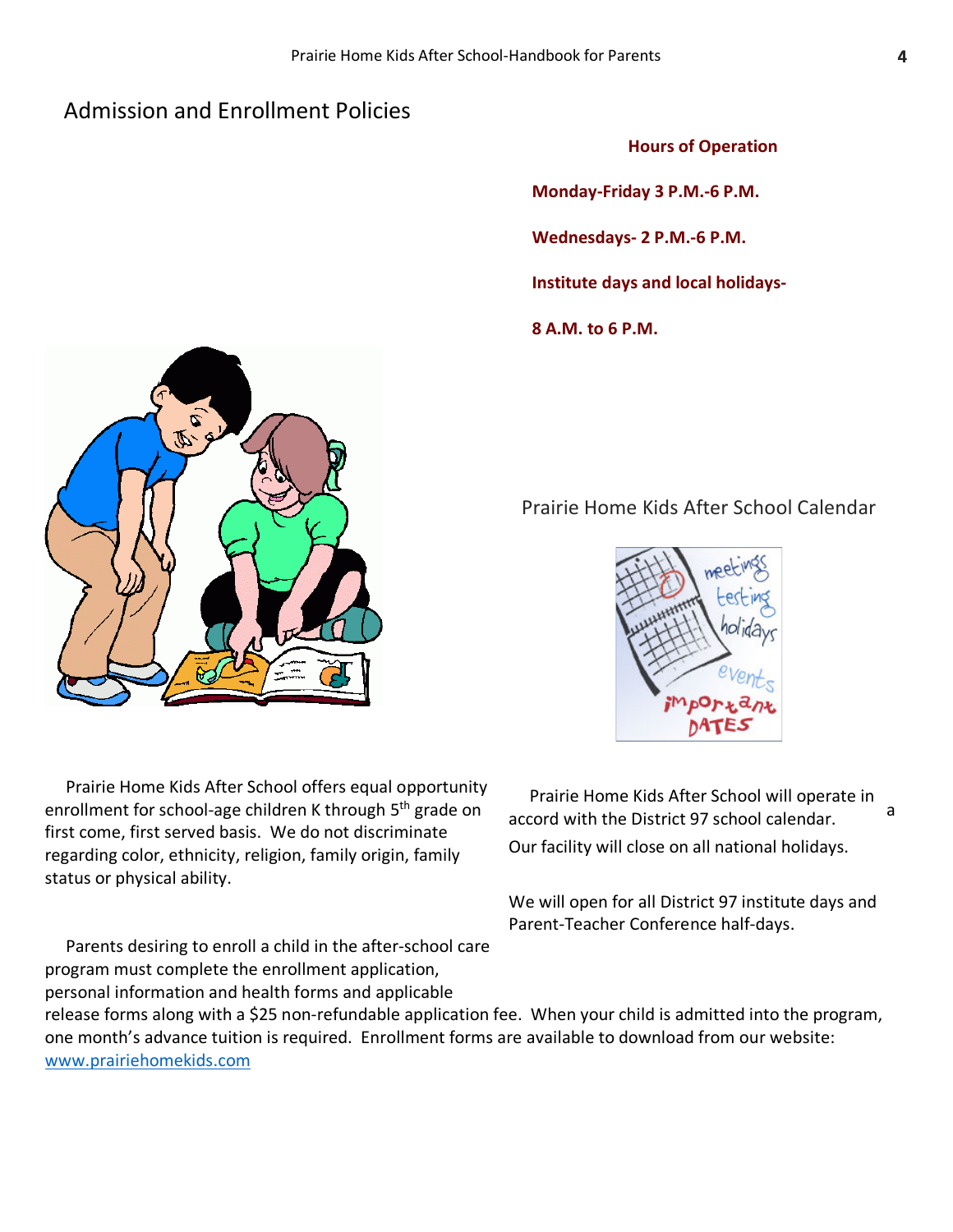## Admission and Enrollment Policies

**Hours of Operation**

**Monday-Friday 3 P.M.-6 P.M.**

**Wednesdays- 2 P.M.-6 P.M.**

**Institute days and local holidays-**

**8 A.M. to 6 P.M.**

### Prairie Home Kids After School Calendar

Prairie Home Kids After School offers equal opportunity enrollment for school-age children K through 5th grade on first come, first served basis. We do not discriminate regarding color, ethnicity, religion, family origin, family status or physical ability.

Parents desiring to enroll a child in the after-school care program must complete the enrollment application, personal information and health forms and applicable release forms along with a $25 non-refundable application fee. When your child is admitted into the program, one month's advance tuition is required. Enrollment forms are available to download from our website: www.prairiehomekids.com

Prairie Home Kids After School will operate in accord with the District 97 school calendar. a

Our facility will close on all national holidays.

We will open for all District 97 institute days and Parent-Teacher Conference half-days.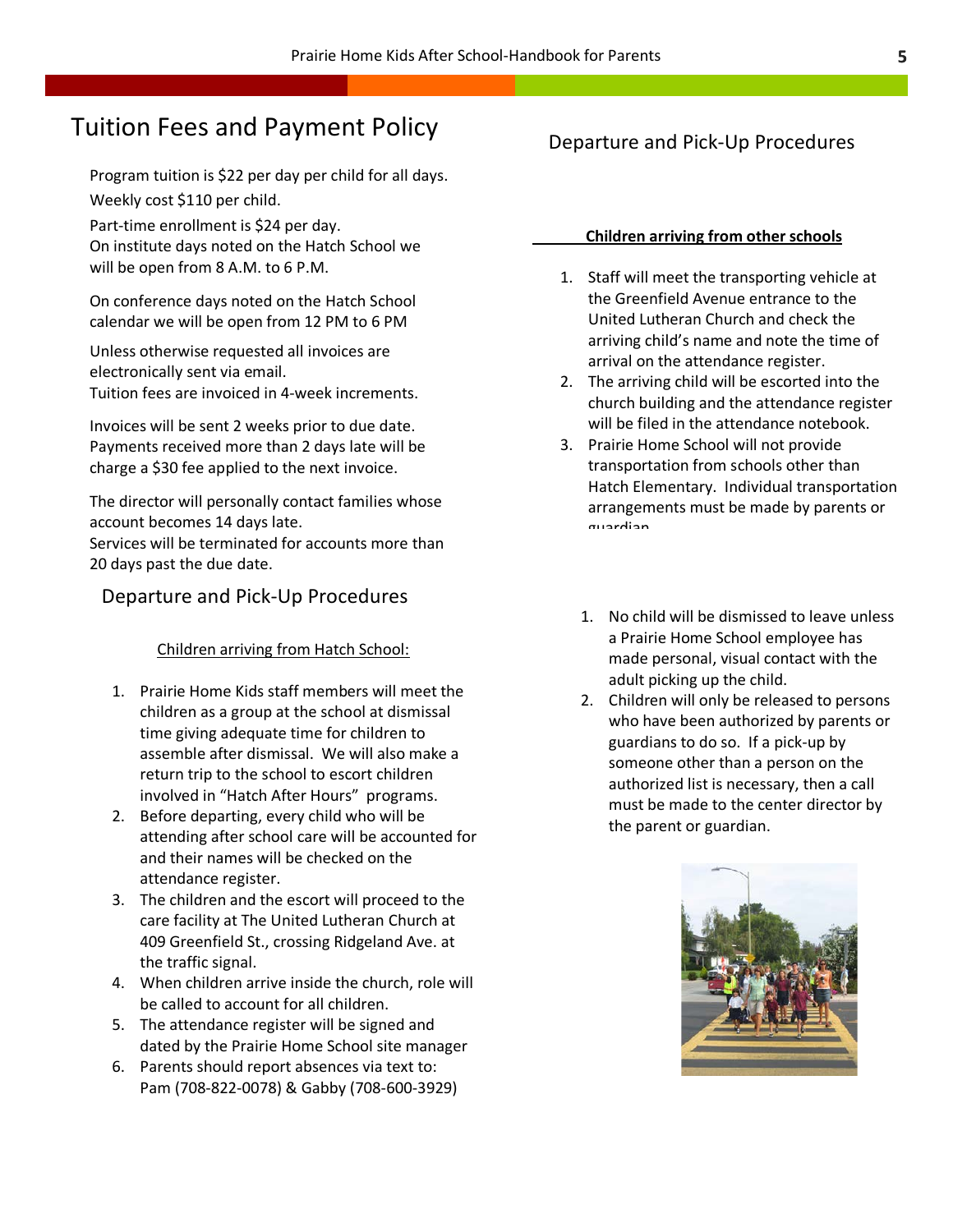# Tuition Fees and Payment Policy

Program tuition is $22 per day per child for all days.

Weekly cost $110 per child.

Part-time enrollment is $24 per day.
On institute days noted on the Hatch School we will be open from 8 A.M. to 6 P.M.

On conference days noted on the Hatch School calendar we will be open from 12 PM to 6 PM

Unless otherwise requested all invoices are electronically sent via email.
Tuition fees are invoiced in 4-week increments.

Invoices will be sent 2 weeks prior to due date.
Payments received more than 2 days late will be charge a $30 fee applied to the next invoice.

The director will personally contact families whose account becomes 14 days late.
Services will be terminated for accounts more than 20 days past the due date.

## Departure and Pick-Up Procedures

Children arriving from Hatch School:

1. Prairie Home Kids staff members will meet the children as a group at the school at dismissal time giving adequate time for children to assemble after dismissal. We will also make a return trip to the school to escort children involved in "Hatch After Hours" programs.
2. Before departing, every child who will be attending after school care will be accounted for and their names will be checked on the attendance register.
3. The children and the escort will proceed to the care facility at The United Lutheran Church at 409 Greenfield St., crossing Ridgeland Ave. at the traffic signal.
4. When children arrive inside the church, role will be called to account for all children.
5. The attendance register will be signed and dated by the Prairie Home School site manager
6. Parents should report absences via text to: Pam (708-822-0078) & Gabby (708-600-3929)

## Departure and Pick-Up Procedures

**Children arriving from other schools**

1. Staff will meet the transporting vehicle at the Greenfield Avenue entrance to the United Lutheran Church and check the arriving child's name and note the time of arrival on the attendance register.
2. The arriving child will be escorted into the church building and the attendance register will be filed in the attendance notebook.
3. Prairie Home School will not provide transportation from schools other than Hatch Elementary. Individual transportation arrangements must be made by parents or guardian.

1. No child will be dismissed to leave unless a Prairie Home School employee has made personal, visual contact with the adult picking up the child.
2. Children will only be released to persons who have been authorized by parents or guardians to do so. If a pick-up by someone other than a person on the authorized list is necessary, then a call must be made to the center director by the parent or guardian.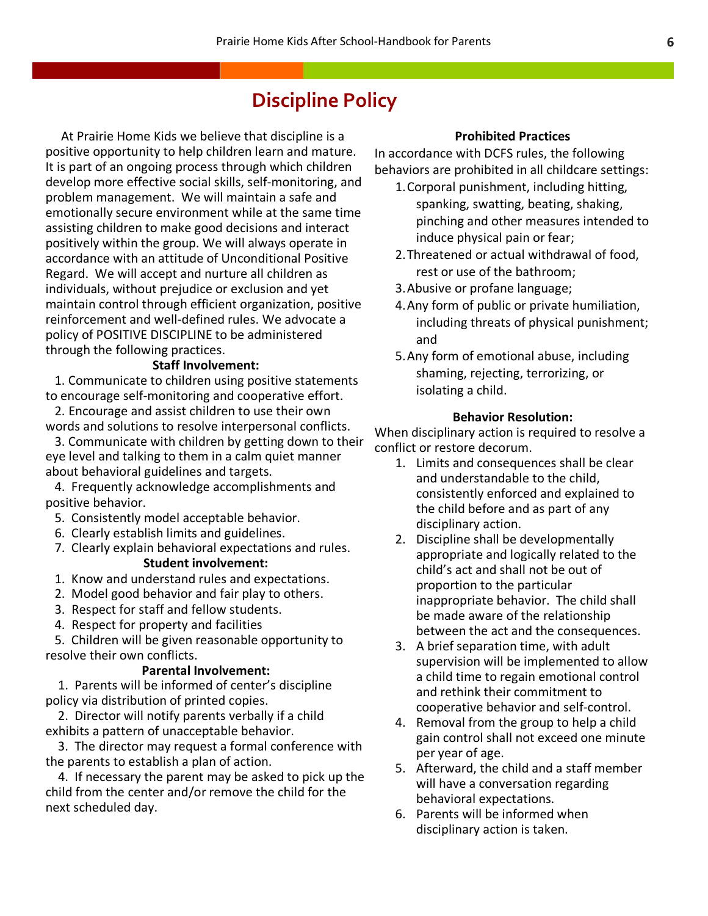# Discipline Policy

At Prairie Home Kids we believe that discipline is a positive opportunity to help children learn and mature. It is part of an ongoing process through which children develop more effective social skills, self-monitoring, and problem management. We will maintain a safe and emotionally secure environment while at the same time assisting children to make good decisions and interact positively within the group. We will always operate in accordance with an attitude of Unconditional Positive Regard. We will accept and nurture all children as individuals, without prejudice or exclusion and yet maintain control through efficient organization, positive reinforcement and well-defined rules. We advocate a policy of POSITIVE DISCIPLINE to be administered through the following practices.

**Staff Involvement:**

1. Communicate to children using positive statements to encourage self-monitoring and cooperative effort.
2. Encourage and assist children to use their own words and solutions to resolve interpersonal conflicts.
3. Communicate with children by getting down to their eye level and talking to them in a calm quiet manner about behavioral guidelines and targets.
4. Frequently acknowledge accomplishments and positive behavior.
5. Consistently model acceptable behavior.
6. Clearly establish limits and guidelines.
7. Clearly explain behavioral expectations and rules.

**Student involvement:**

1. Know and understand rules and expectations.
2. Model good behavior and fair play to others.
3. Respect for staff and fellow students.
4. Respect for property and facilities
5. Children will be given reasonable opportunity to resolve their own conflicts.

**Parental Involvement:**

1. Parents will be informed of center's discipline policy via distribution of printed copies.
2. Director will notify parents verbally if a child exhibits a pattern of unacceptable behavior.
3. The director may request a formal conference with the parents to establish a plan of action.
4. If necessary the parent may be asked to pick up the child from the center and/or remove the child for the next scheduled day.

**Prohibited Practices**

In accordance with DCFS rules, the following behaviors are prohibited in all childcare settings:

1. Corporal punishment, including hitting, spanking, swatting, beating, shaking, pinching and other measures intended to induce physical pain or fear;
2. Threatened or actual withdrawal of food, rest or use of the bathroom;
3. Abusive or profane language;
4. Any form of public or private humiliation, including threats of physical punishment; and
5. Any form of emotional abuse, including shaming, rejecting, terrorizing, or isolating a child.

**Behavior Resolution:**

When disciplinary action is required to resolve a conflict or restore decorum.

1. Limits and consequences shall be clear and understandable to the child, consistently enforced and explained to the child before and as part of any disciplinary action.
2. Discipline shall be developmentally appropriate and logically related to the child's act and shall not be out of proportion to the particular inappropriate behavior. The child shall be made aware of the relationship between the act and the consequences.
3. A brief separation time, with adult supervision will be implemented to allow a child time to regain emotional control and rethink their commitment to cooperative behavior and self-control.
4. Removal from the group to help a child gain control shall not exceed one minute per year of age.
5. Afterward, the child and a staff member will have a conversation regarding behavioral expectations.
6. Parents will be informed when disciplinary action is taken.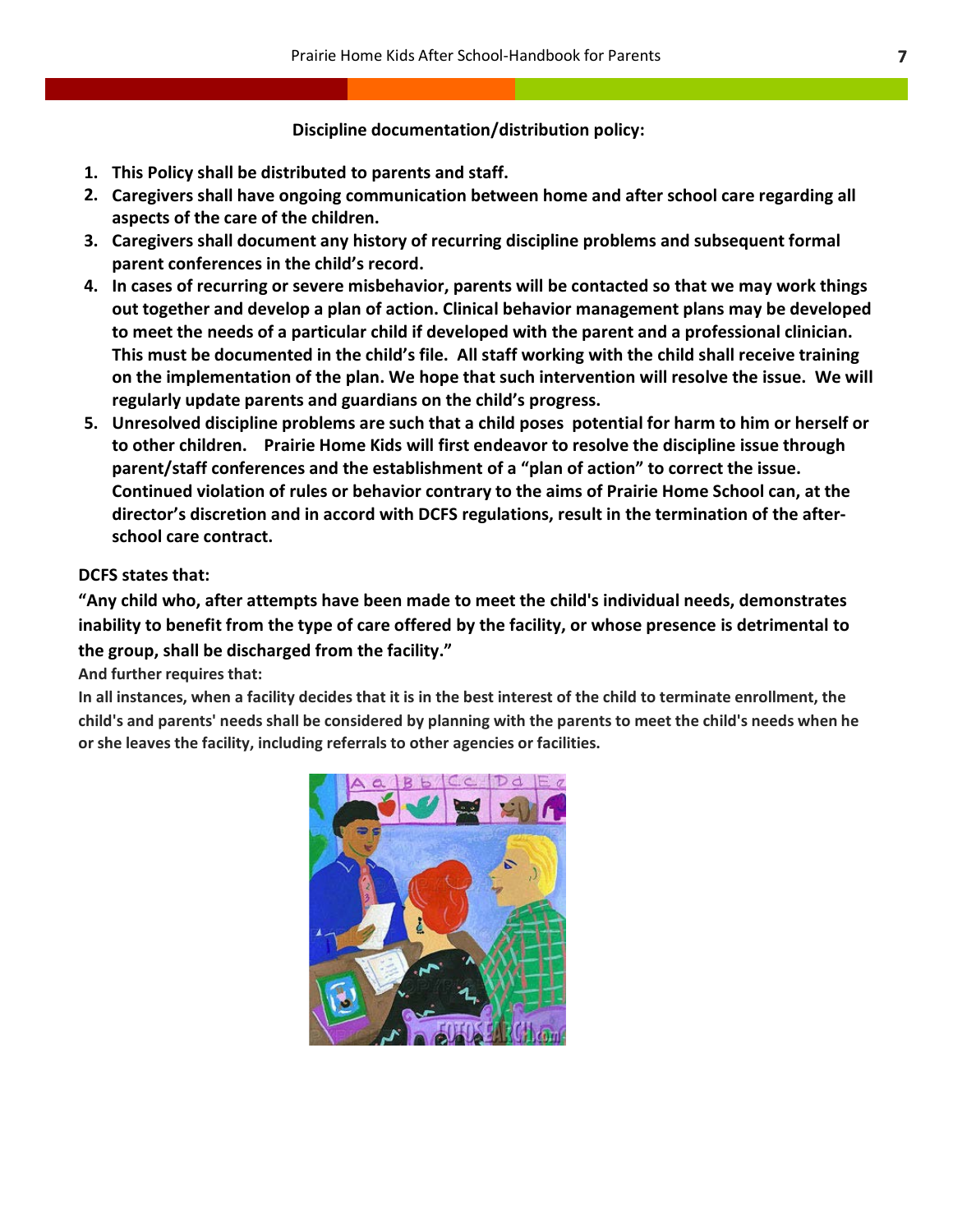**Discipline documentation/distribution policy:**

1. **This Policy shall be distributed to parents and staff.**
2. **Caregivers shall have ongoing communication between home and after school care regarding all aspects of the care of the children.**
3. **Caregivers shall document any history of recurring discipline problems and subsequent formal parent conferences in the child's record.**
4. **In cases of recurring or severe misbehavior, parents will be contacted so that we may work things out together and develop a plan of action. Clinical behavior management plans may be developed to meet the needs of a particular child if developed with the parent and a professional clinician. This must be documented in the child's file. All staff working with the child shall receive training on the implementation of the plan. We hope that such intervention will resolve the issue. We will regularly update parents and guardians on the child's progress.**
5. **Unresolved discipline problems are such that a child poses potential for harm to him or herself or to other children. Prairie Home Kids will first endeavor to resolve the discipline issue through parent/staff conferences and the establishment of a "plan of action" to correct the issue. Continued violation of rules or behavior contrary to the aims of Prairie Home School can, at the director's discretion and in accord with DCFS regulations, result in the termination of the after-school care contract.**

**DCFS states that:**

**"Any child who, after attempts have been made to meet the child's individual needs, demonstrates inability to benefit from the type of care offered by the facility, or whose presence is detrimental to the group, shall be discharged from the facility."**

**And further requires that:**

**In all instances, when a facility decides that it is in the best interest of the child to terminate enrollment, the child's and parents' needs shall be considered by planning with the parents to meet the child's needs when he or she leaves the facility, including referrals to other agencies or facilities.**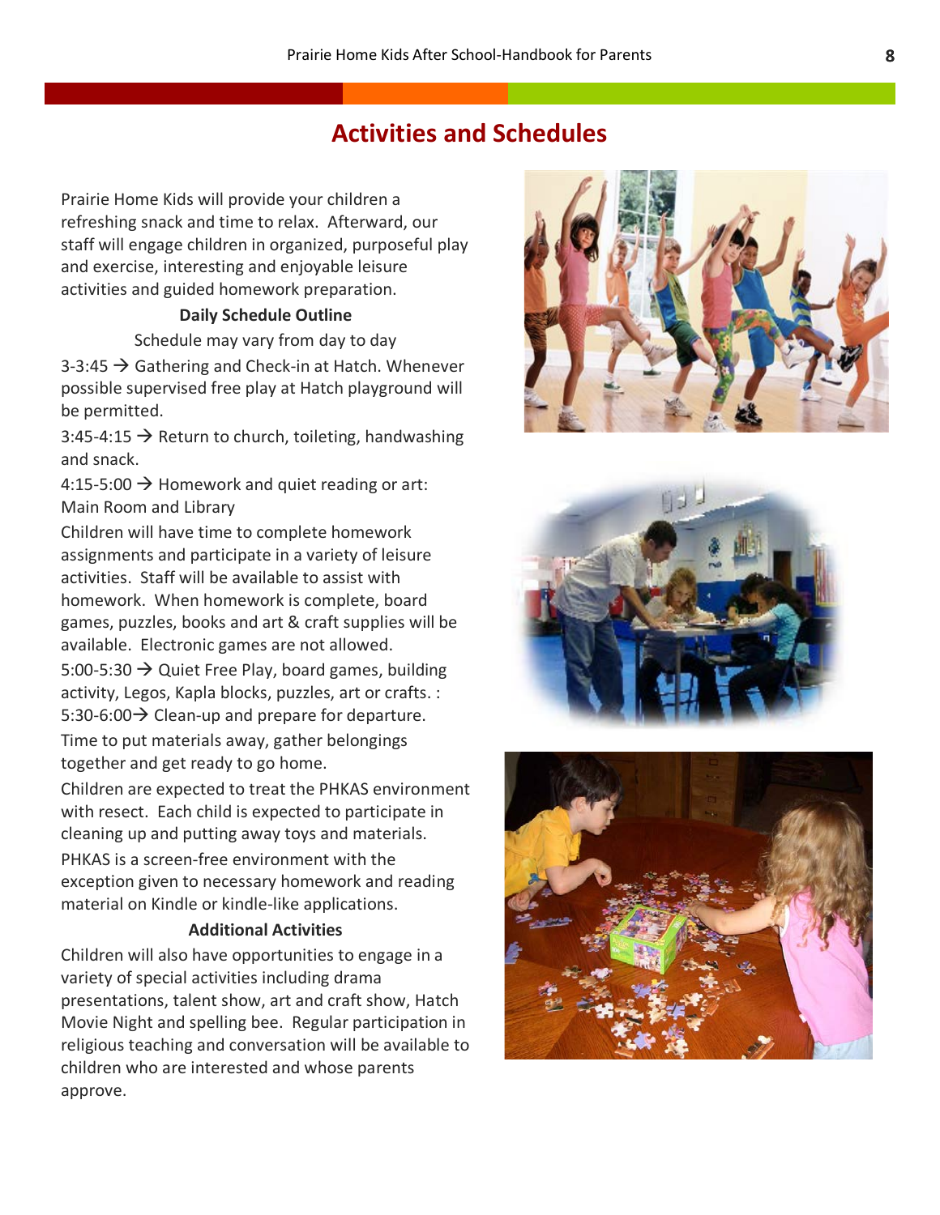# Activities and Schedules

Prairie Home Kids will provide your children a refreshing snack and time to relax. Afterward, our staff will engage children in organized, purposeful play and exercise, interesting and enjoyable leisure activities and guided homework preparation.

**Daily Schedule Outline**

Schedule may vary from day to day

3-3:45 → Gathering and Check-in at Hatch. Whenever possible supervised free play at Hatch playground will be permitted.

3:45-4:15 → Return to church, toileting, handwashing and snack.

4:15-5:00 → Homework and quiet reading or art: Main Room and Library

Children will have time to complete homework assignments and participate in a variety of leisure activities. Staff will be available to assist with homework. When homework is complete, board games, puzzles, books and art & craft supplies will be available. Electronic games are not allowed.

5:00-5:30 → Quiet Free Play, board games, building activity, Legos, Kapla blocks, puzzles, art or crafts. :

5:30-6:00→ Clean-up and prepare for departure.

Time to put materials away, gather belongings together and get ready to go home.

Children are expected to treat the PHKAS environment with resect. Each child is expected to participate in cleaning up and putting away toys and materials.

PHKAS is a screen-free environment with the exception given to necessary homework and reading material on Kindle or kindle-like applications.

**Additional Activities**

Children will also have opportunities to engage in a variety of special activities including drama presentations, talent show, art and craft show, Hatch Movie Night and spelling bee. Regular participation in religious teaching and conversation will be available to children who are interested and whose parents approve.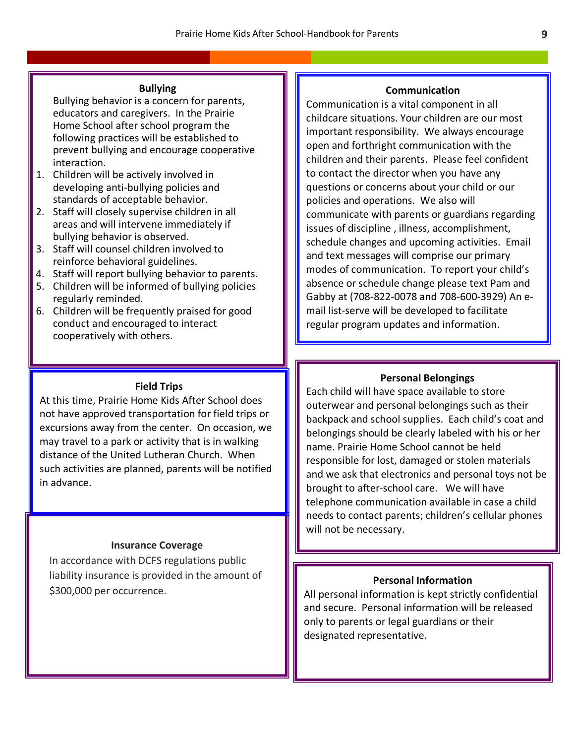## Bullying

Bullying behavior is a concern for parents, educators and caregivers. In the Prairie Home School after school program the following practices will be established to prevent bullying and encourage cooperative interaction.

1. Children will be actively involved in developing anti-bullying policies and standards of acceptable behavior.
2. Staff will closely supervise children in all areas and will intervene immediately if bullying behavior is observed.
3. Staff will counsel children involved to reinforce behavioral guidelines.
4. Staff will report bullying behavior to parents.
5. Children will be informed of bullying policies regularly reminded.
6. Children will be frequently praised for good conduct and encouraged to interact cooperatively with others.

## Field Trips

At this time, Prairie Home Kids After School does not have approved transportation for field trips or excursions away from the center. On occasion, we may travel to a park or activity that is in walking distance of the United Lutheran Church. When such activities are planned, parents will be notified in advance.

## Insurance Coverage

In accordance with DCFS regulations public liability insurance is provided in the amount of $300,000 per occurrence.

## Communication

Communication is a vital component in all childcare situations. Your children are our most important responsibility. We always encourage open and forthright communication with the children and their parents. Please feel confident to contact the director when you have any questions or concerns about your child or our policies and operations. We also will communicate with parents or guardians regarding issues of discipline , illness, accomplishment, schedule changes and upcoming activities. Email and text messages will comprise our primary modes of communication. To report your child's absence or schedule change please text Pam and Gabby at (708-822-0078 and 708-600-3929) An e-mail list-serve will be developed to facilitate regular program updates and information.

## Personal Belongings

Each child will have space available to store outerwear and personal belongings such as their backpack and school supplies. Each child's coat and belongings should be clearly labeled with his or her name. Prairie Home School cannot be held responsible for lost, damaged or stolen materials and we ask that electronics and personal toys not be brought to after-school care. We will have telephone communication available in case a child needs to contact parents; children's cellular phones will not be necessary.

## Personal Information

All personal information is kept strictly confidential and secure. Personal information will be released only to parents or legal guardians or their designated representative.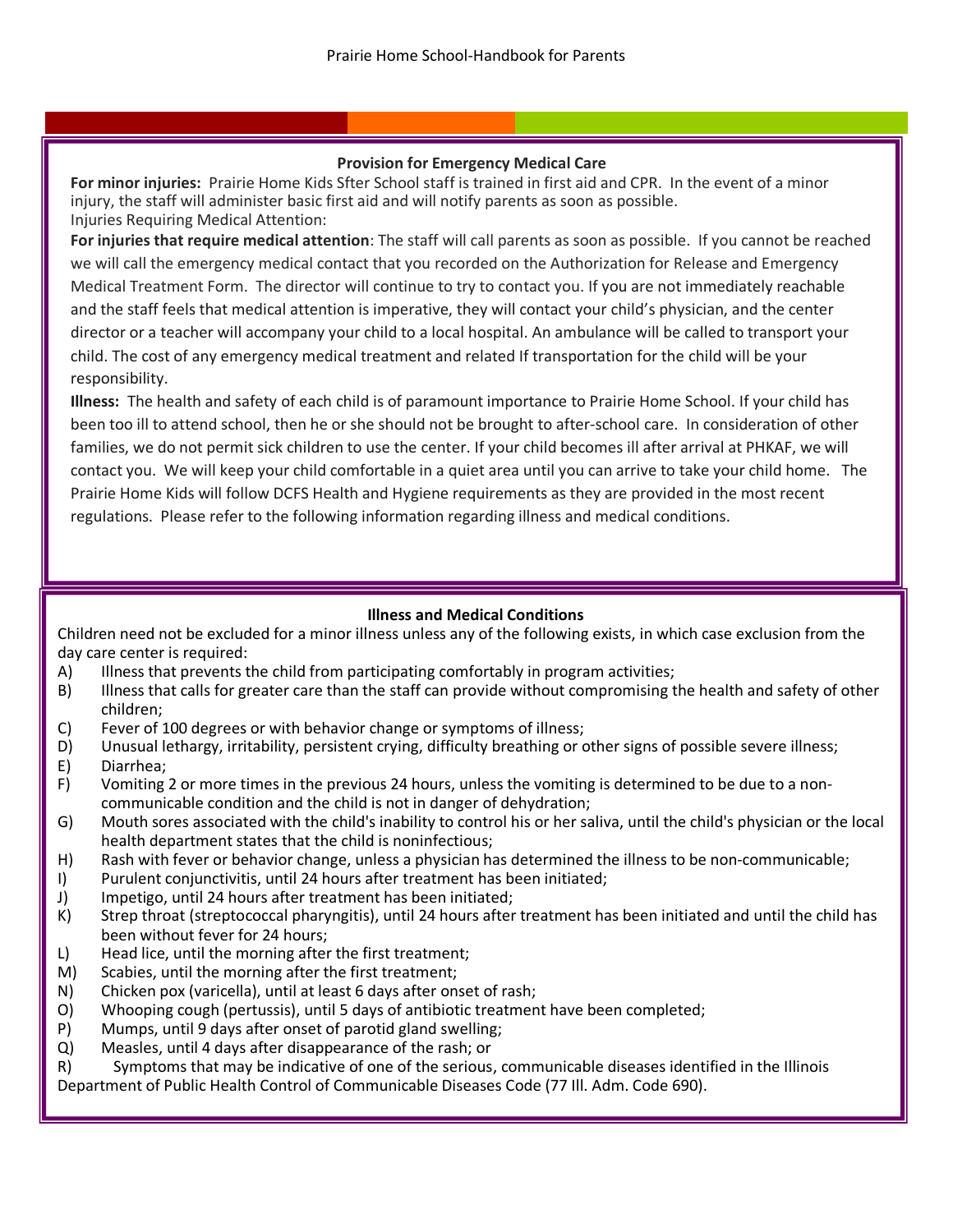### Provision for Emergency Medical Care

**For minor injuries:** Prairie Home Kids Sfter School staff is trained in first aid and CPR. In the event of a minor injury, the staff will administer basic first aid and will notify parents as soon as possible.

Injuries Requiring Medical Attention:

**For injuries that require medical attention**: The staff will call parents as soon as possible. If you cannot be reached we will call the emergency medical contact that you recorded on the Authorization for Release and Emergency Medical Treatment Form. The director will continue to try to contact you. If you are not immediately reachable and the staff feels that medical attention is imperative, they will contact your child's physician, and the center director or a teacher will accompany your child to a local hospital. An ambulance will be called to transport your child. The cost of any emergency medical treatment and related If transportation for the child will be your responsibility.

**Illness:** The health and safety of each child is of paramount importance to Prairie Home School. If your child has been too ill to attend school, then he or she should not be brought to after-school care. In consideration of other families, we do not permit sick children to use the center. If your child becomes ill after arrival at PHKAF, we will contact you. We will keep your child comfortable in a quiet area until you can arrive to take your child home. The Prairie Home Kids will follow DCFS Health and Hygiene requirements as they are provided in the most recent regulations. Please refer to the following information regarding illness and medical conditions.

### Illness and Medical Conditions

Children need not be excluded for a minor illness unless any of the following exists, in which case exclusion from the day care center is required:

A) Illness that prevents the child from participating comfortably in program activities;
B) Illness that calls for greater care than the staff can provide without compromising the health and safety of other children;
C) Fever of 100 degrees or with behavior change or symptoms of illness;
D) Unusual lethargy, irritability, persistent crying, difficulty breathing or other signs of possible severe illness;
E) Diarrhea;
F) Vomiting 2 or more times in the previous 24 hours, unless the vomiting is determined to be due to a non-communicable condition and the child is not in danger of dehydration;
G) Mouth sores associated with the child's inability to control his or her saliva, until the child's physician or the local health department states that the child is noninfectious;
H) Rash with fever or behavior change, unless a physician has determined the illness to be non-communicable;
I) Purulent conjunctivitis, until 24 hours after treatment has been initiated;
J) Impetigo, until 24 hours after treatment has been initiated;
K) Strep throat (streptococcal pharyngitis), until 24 hours after treatment has been initiated and until the child has been without fever for 24 hours;
L) Head lice, until the morning after the first treatment;
M) Scabies, until the morning after the first treatment;
N) Chicken pox (varicella), until at least 6 days after onset of rash;
O) Whooping cough (pertussis), until 5 days of antibiotic treatment have been completed;
P) Mumps, until 9 days after onset of parotid gland swelling;
Q) Measles, until 4 days after disappearance of the rash; or
R) Symptoms that may be indicative of one of the serious, communicable diseases identified in the Illinois Department of Public Health Control of Communicable Diseases Code (77 Ill. Adm. Code 690).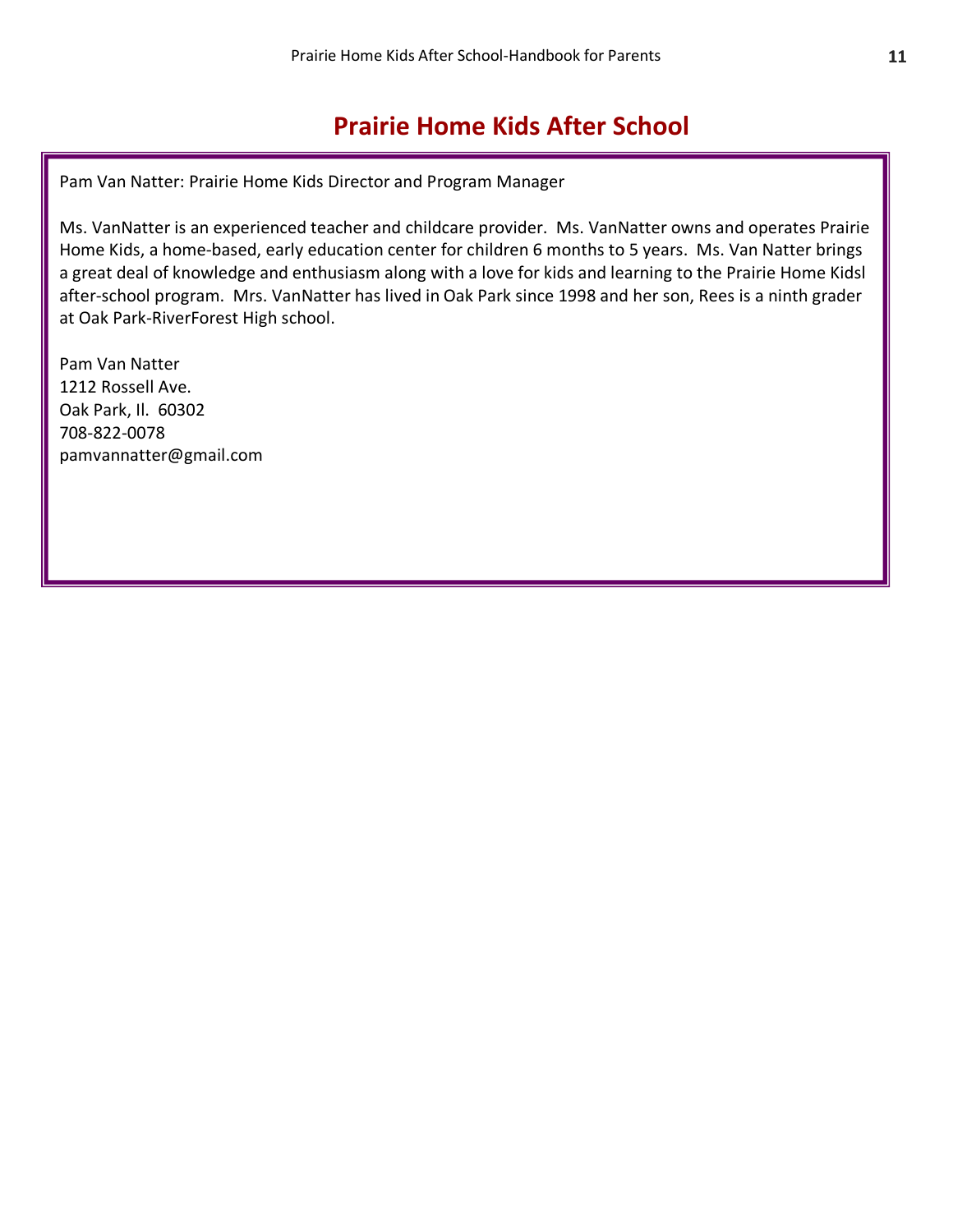# Prairie Home Kids After School

Pam Van Natter: Prairie Home Kids Director and Program Manager

Ms. VanNatter is an experienced teacher and childcare provider. Ms. VanNatter owns and operates Prairie Home Kids, a home-based, early education center for children 6 months to 5 years. Ms. Van Natter brings a great deal of knowledge and enthusiasm along with a love for kids and learning to the Prairie Home Kidsl after-school program. Mrs. VanNatter has lived in Oak Park since 1998 and her son, Rees is a ninth grader at Oak Park-RiverForest High school.

Pam Van Natter  
1212 Rossell Ave.  
Oak Park, Il. 60302  
708-822-0078  
pamvannatter@gmail.com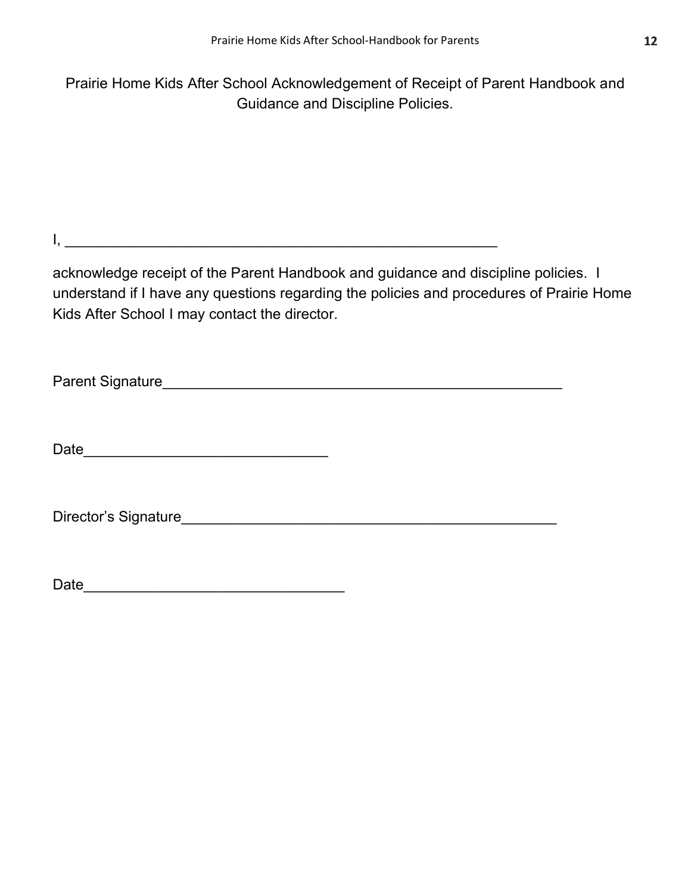Prairie Home Kids After School Acknowledgement of Receipt of Parent Handbook and Guidance and Discipline Policies.

I, ________________________________________________________

acknowledge receipt of the Parent Handbook and guidance and discipline policies. I understand if I have any questions regarding the policies and procedures of Prairie Home Kids After School I may contact the director.

Parent Signature___________________________________________________

Date______________________________

Director's Signature_______________________________________________

Date________________________________